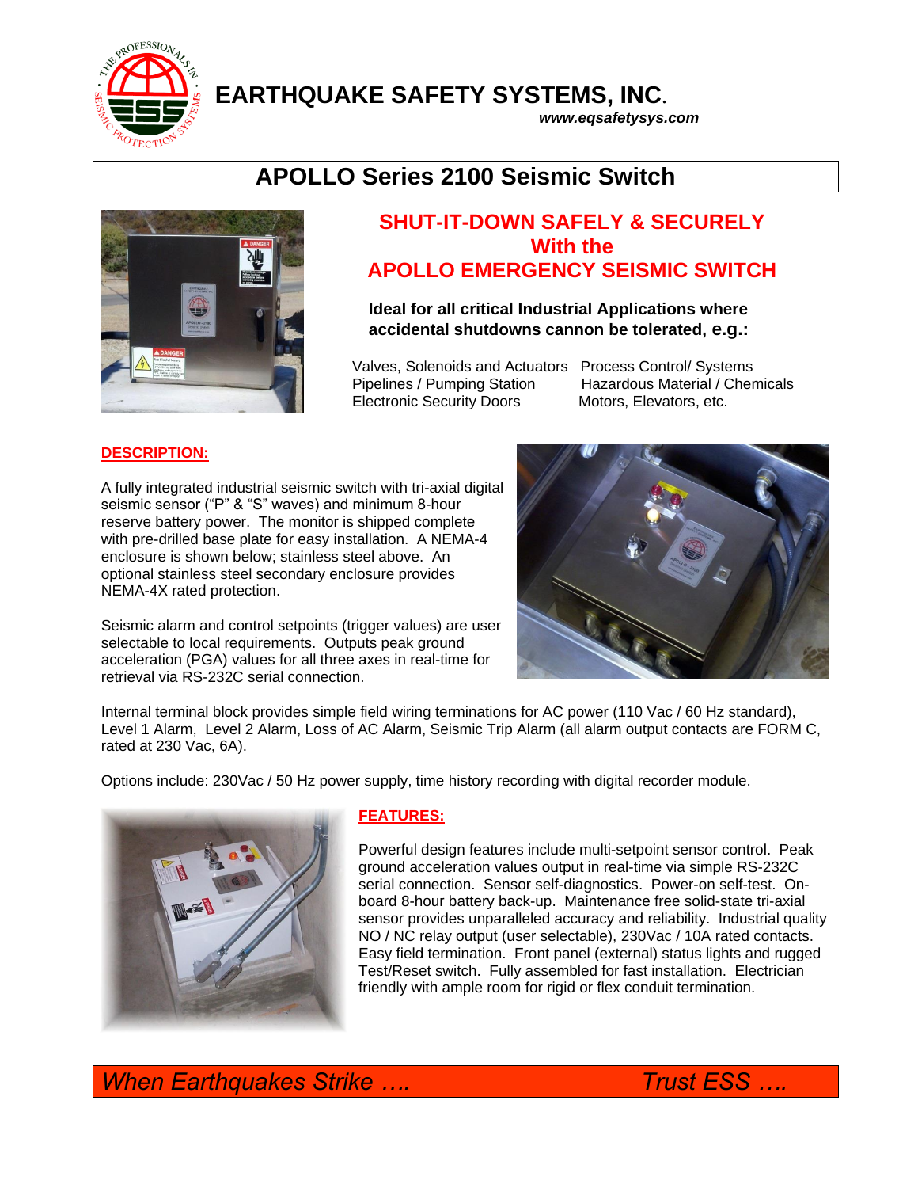# EARTHQUAKE SAFETY SYSTEMS, INC.

***www.eqsafetysys.com***

## APOLLO Series 2100 Seismic Switch

### SHUT-IT-DOWN SAFELY & SECURELY With the APOLLO EMERGENCY SEISMIC SWITCH

**Ideal for all critical Industrial Applications where accidental shutdowns cannon be tolerated, e.g.:**

- Valves, Solenoids and Actuators
- Pipelines / Pumping Station
- Electronic Security Doors
- Process Control/ Systems
- Hazardous Material / Chemicals
- Motors, Elevators, etc.

### DESCRIPTION:

A fully integrated industrial seismic switch with tri-axial digital seismic sensor ("P" & "S" waves) and minimum 8-hour reserve battery power. The monitor is shipped complete with pre-drilled base plate for easy installation. A NEMA-4 enclosure is shown below; stainless steel above. An optional stainless steel secondary enclosure provides NEMA-4X rated protection.

Seismic alarm and control setpoints (trigger values) are user selectable to local requirements. Outputs peak ground acceleration (PGA) values for all three axes in real-time for retrieval via RS-232C serial connection.

Internal terminal block provides simple field wiring terminations for AC power (110 Vac / 60 Hz standard), Level 1 Alarm, Level 2 Alarm, Loss of AC Alarm, Seismic Trip Alarm (all alarm output contacts are FORM C, rated at 230 Vac, 6A).

Options include: 230Vac / 50 Hz power supply, time history recording with digital recorder module.

### FEATURES:

Powerful design features include multi-setpoint sensor control. Peak ground acceleration values output in real-time via simple RS-232C serial connection. Sensor self-diagnostics. Power-on self-test. On-board 8-hour battery back-up. Maintenance free solid-state tri-axial sensor provides unparalleled accuracy and reliability. Industrial quality NO / NC relay output (user selectable), 230Vac / 10A rated contacts. Easy field termination. Front panel (external) status lights and rugged Test/Reset switch. Fully assembled for fast installation. Electrician friendly with ample room for rigid or flex conduit termination.

*When Earthquakes Strike …. Trust ESS ….*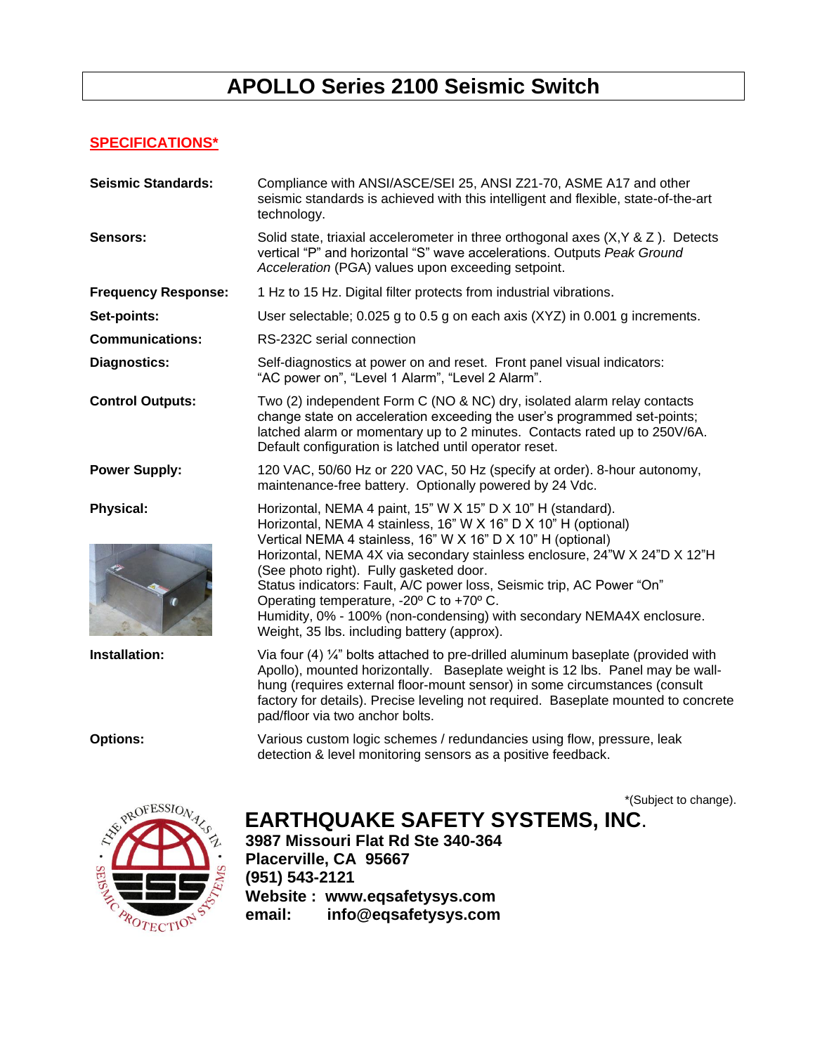# APOLLO Series 2100 Seismic Switch

## SPECIFICATIONS*

**Seismic Standards:** Compliance with ANSI/ASCE/SEI 25, ANSI Z21-70, ASME A17 and other seismic standards is achieved with this intelligent and flexible, state-of-the-art technology.

**Sensors:** Solid state, triaxial accelerometer in three orthogonal axes (X,Y & Z ). Detects vertical "P" and horizontal "S" wave accelerations. Outputs *Peak Ground Acceleration* (PGA) values upon exceeding setpoint.

**Frequency Response:** 1 Hz to 15 Hz. Digital filter protects from industrial vibrations.

**Set-points:** User selectable; 0.025 g to 0.5 g on each axis (XYZ) in 0.001 g increments.

**Communications:** RS-232C serial connection

**Diagnostics:** Self-diagnostics at power on and reset. Front panel visual indicators: "AC power on", "Level 1 Alarm", "Level 2 Alarm".

**Control Outputs:** Two (2) independent Form C (NO & NC) dry, isolated alarm relay contacts change state on acceleration exceeding the user's programmed set-points; latched alarm or momentary up to 2 minutes. Contacts rated up to 250V/6A. Default configuration is latched until operator reset.

**Power Supply:** 120 VAC, 50/60 Hz or 220 VAC, 50 Hz (specify at order). 8-hour autonomy, maintenance-free battery. Optionally powered by 24 Vdc.

**Physical:** Horizontal, NEMA 4 paint, 15" W X 15" D X 10" H (standard).
Horizontal, NEMA 4 stainless, 16" W X 16" D X 10" H (optional)
Vertical NEMA 4 stainless, 16" W X 16" D X 10" H (optional)
Horizontal, NEMA 4X via secondary stainless enclosure, 24"W X 24"D X 12"H (See photo right). Fully gasketed door.
Status indicators: Fault, A/C power loss, Seismic trip, AC Power "On"
Operating temperature, -20º C to +70º C.
Humidity, 0% - 100% (non-condensing) with secondary NEMA4X enclosure.
Weight, 35 lbs. including battery (approx).

**Installation:** Via four (4) ¼" bolts attached to pre-drilled aluminum baseplate (provided with Apollo), mounted horizontally. Baseplate weight is 12 lbs. Panel may be wall-hung (requires external floor-mount sensor) in some circumstances (consult factory for details). Precise leveling not required. Baseplate mounted to concrete pad/floor via two anchor bolts.

**Options:** Various custom logic schemes / redundancies using flow, pressure, leak detection & level monitoring sensors as a positive feedback.

*(Subject to change).

**EARTHQUAKE SAFETY SYSTEMS, INC.**
**3987 Missouri Flat Rd Ste 340-364**
**Placerville, CA 95667**
**(951) 543-2121**
**Website : www.eqsafetysys.com**
**email: info@eqsafetysys.com**